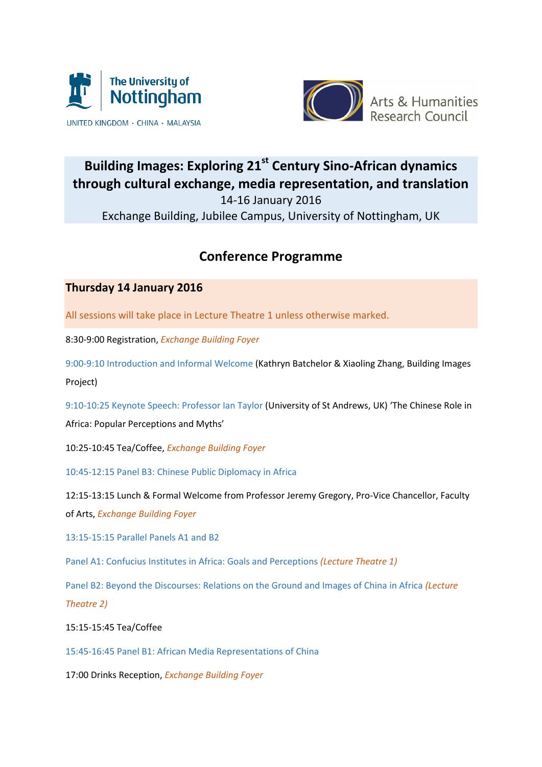The University of Nottingham

UNITED KINGDOM · CHINA · MALAYSIA

Arts & Humanities Research Council

# Building Images: Exploring 21st Century Sino-African dynamics through cultural exchange, media representation, and translation

14-16 January 2016

Exchange Building, Jubilee Campus, University of Nottingham, UK

## Conference Programme

### Thursday 14 January 2016

All sessions will take place in Lecture Theatre 1 unless otherwise marked.

8:30-9:00 Registration, *Exchange Building Foyer*

9:00-9:10 Introduction and Informal Welcome (Kathryn Batchelor & Xiaoling Zhang, Building Images Project)

9:10-10:25 Keynote Speech: Professor Ian Taylor (University of St Andrews, UK) 'The Chinese Role in Africa: Popular Perceptions and Myths'

10:25-10:45 Tea/Coffee, *Exchange Building Foyer*

10:45-12:15 Panel B3: Chinese Public Diplomacy in Africa

12:15-13:15 Lunch & Formal Welcome from Professor Jeremy Gregory, Pro-Vice Chancellor, Faculty of Arts, *Exchange Building Foyer*

13:15-15:15 Parallel Panels A1 and B2

Panel A1: Confucius Institutes in Africa: Goals and Perceptions *(Lecture Theatre 1)*

Panel B2: Beyond the Discourses: Relations on the Ground and Images of China in Africa *(Lecture Theatre 2)*

15:15-15:45 Tea/Coffee

15:45-16:45 Panel B1: African Media Representations of China

17:00 Drinks Reception, *Exchange Building Foyer*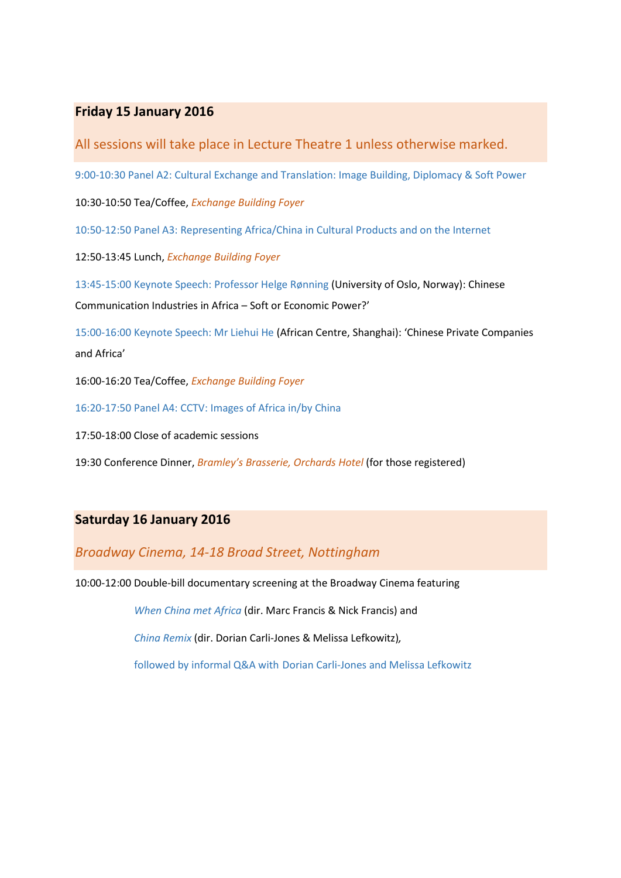## Friday 15 January 2016

All sessions will take place in Lecture Theatre 1 unless otherwise marked.

9:00-10:30 Panel A2: Cultural Exchange and Translation: Image Building, Diplomacy & Soft Power

10:30-10:50 Tea/Coffee, *Exchange Building Foyer*

10:50-12:50 Panel A3: Representing Africa/China in Cultural Products and on the Internet

12:50-13:45 Lunch, *Exchange Building Foyer*

13:45-15:00 Keynote Speech: Professor Helge Rønning (University of Oslo, Norway): Chinese Communication Industries in Africa – Soft or Economic Power?'

15:00-16:00 Keynote Speech: Mr Liehui He (African Centre, Shanghai): 'Chinese Private Companies and Africa'

16:00-16:20 Tea/Coffee, *Exchange Building Foyer*

16:20-17:50 Panel A4: CCTV: Images of Africa in/by China

17:50-18:00 Close of academic sessions

19:30 Conference Dinner, *Bramley's Brasserie, Orchards Hotel* (for those registered)

## Saturday 16 January 2016

*Broadway Cinema, 14-18 Broad Street, Nottingham*

10:00-12:00 Double-bill documentary screening at the Broadway Cinema featuring

*When China met Africa* (dir. Marc Francis & Nick Francis) and

*China Remix* (dir. Dorian Carli-Jones & Melissa Lefkowitz),

followed by informal Q&A with Dorian Carli-Jones and Melissa Lefkowitz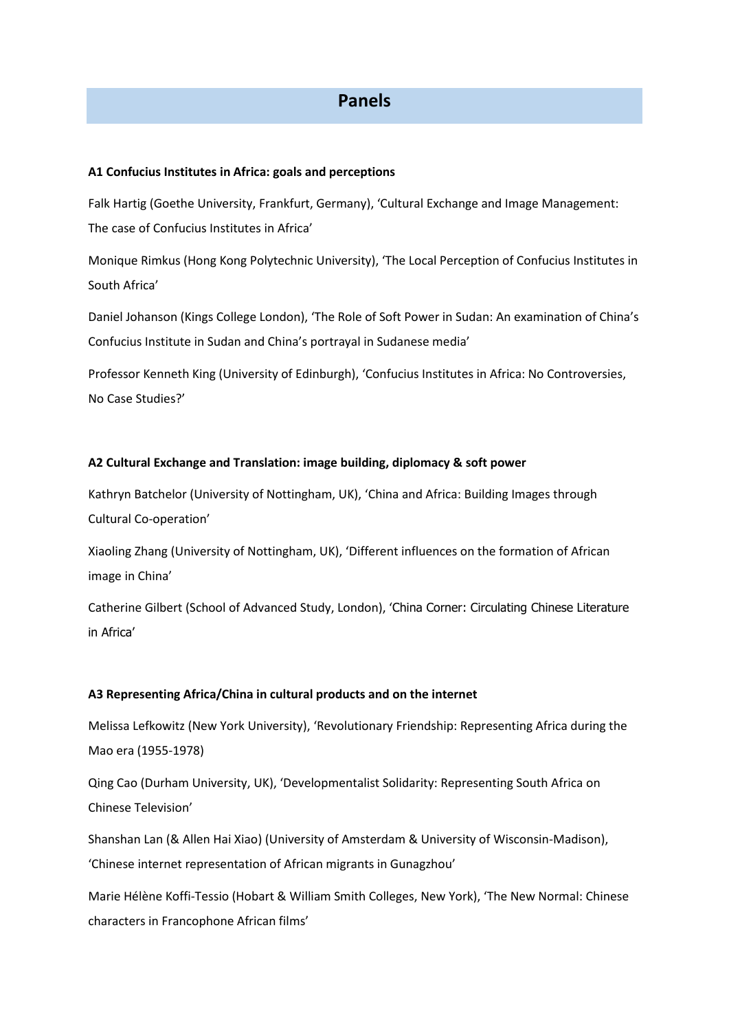# Panels

**A1 Confucius Institutes in Africa: goals and perceptions**

Falk Hartig (Goethe University, Frankfurt, Germany), 'Cultural Exchange and Image Management: The case of Confucius Institutes in Africa'

Monique Rimkus (Hong Kong Polytechnic University), 'The Local Perception of Confucius Institutes in South Africa'

Daniel Johanson (Kings College London), 'The Role of Soft Power in Sudan: An examination of China's Confucius Institute in Sudan and China's portrayal in Sudanese media'

Professor Kenneth King (University of Edinburgh), 'Confucius Institutes in Africa: No Controversies, No Case Studies?'

**A2 Cultural Exchange and Translation: image building, diplomacy & soft power**

Kathryn Batchelor (University of Nottingham, UK), 'China and Africa: Building Images through Cultural Co-operation'

Xiaoling Zhang (University of Nottingham, UK), 'Different influences on the formation of African image in China'

Catherine Gilbert (School of Advanced Study, London), 'China Corner: Circulating Chinese Literature in Africa'

**A3 Representing Africa/China in cultural products and on the internet**

Melissa Lefkowitz (New York University), 'Revolutionary Friendship: Representing Africa during the Mao era (1955-1978)

Qing Cao (Durham University, UK), 'Developmentalist Solidarity: Representing South Africa on Chinese Television'

Shanshan Lan (& Allen Hai Xiao) (University of Amsterdam & University of Wisconsin-Madison), 'Chinese internet representation of African migrants in Gunagzhou'

Marie Hélène Koffi-Tessio (Hobart & William Smith Colleges, New York), 'The New Normal: Chinese characters in Francophone African films'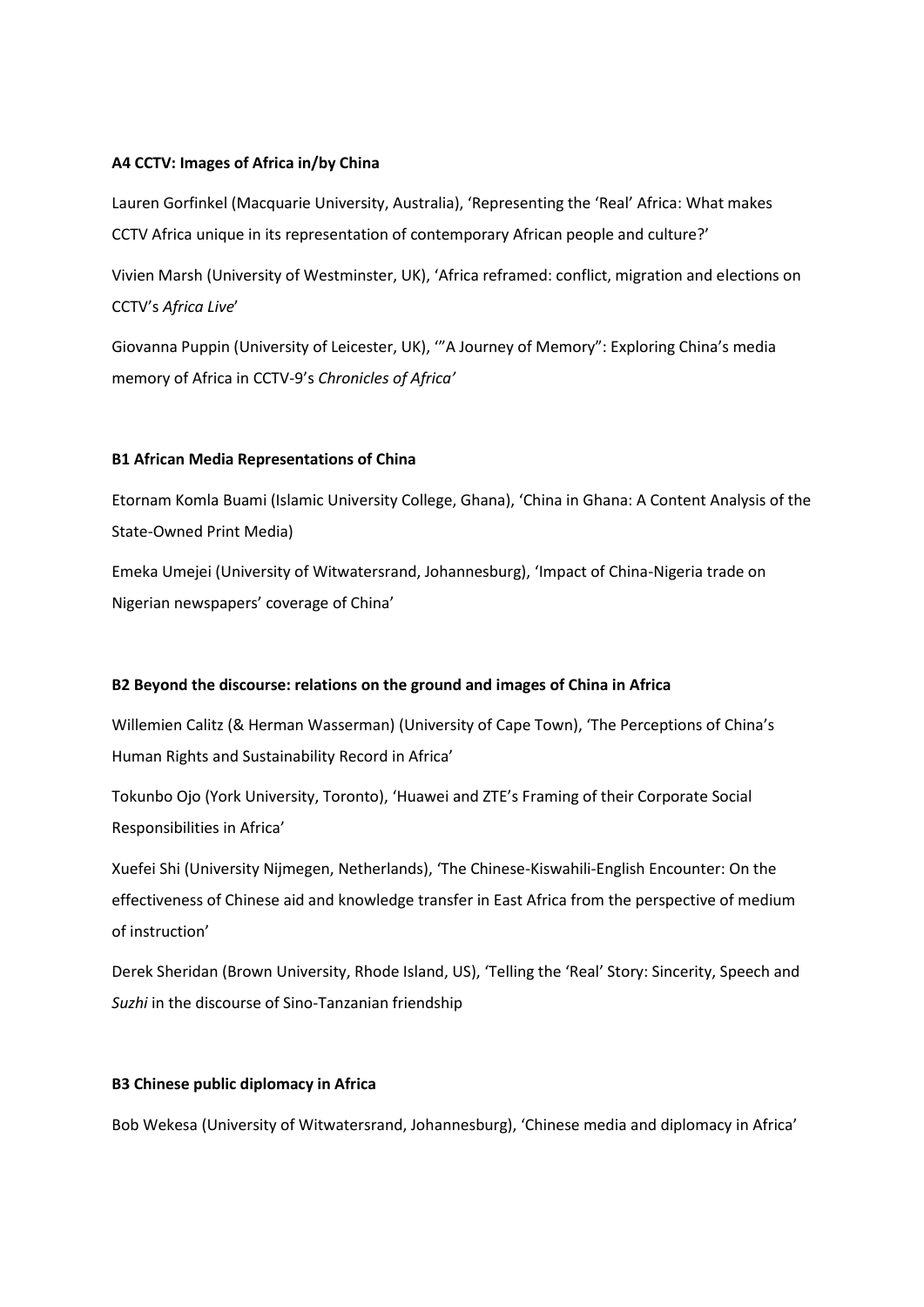**A4 CCTV: Images of Africa in/by China**

Lauren Gorfinkel (Macquarie University, Australia), 'Representing the 'Real' Africa: What makes CCTV Africa unique in its representation of contemporary African people and culture?'

Vivien Marsh (University of Westminster, UK), 'Africa reframed: conflict, migration and elections on CCTV's *Africa Live*'

Giovanna Puppin (University of Leicester, UK), '"A Journey of Memory": Exploring China's media memory of Africa in CCTV-9's *Chronicles of Africa'*

**B1 African Media Representations of China**

Etornam Komla Buami (Islamic University College, Ghana), 'China in Ghana: A Content Analysis of the State-Owned Print Media)

Emeka Umejei (University of Witwatersrand, Johannesburg), 'Impact of China-Nigeria trade on Nigerian newspapers' coverage of China'

**B2 Beyond the discourse: relations on the ground and images of China in Africa**

Willemien Calitz (& Herman Wasserman) (University of Cape Town), 'The Perceptions of China's Human Rights and Sustainability Record in Africa'

Tokunbo Ojo (York University, Toronto), 'Huawei and ZTE's Framing of their Corporate Social Responsibilities in Africa'

Xuefei Shi (University Nijmegen, Netherlands), 'The Chinese-Kiswahili-English Encounter: On the effectiveness of Chinese aid and knowledge transfer in East Africa from the perspective of medium of instruction'

Derek Sheridan (Brown University, Rhode Island, US), 'Telling the 'Real' Story: Sincerity, Speech and *Suzhi* in the discourse of Sino-Tanzanian friendship

**B3 Chinese public diplomacy in Africa**

Bob Wekesa (University of Witwatersrand, Johannesburg), 'Chinese media and diplomacy in Africa'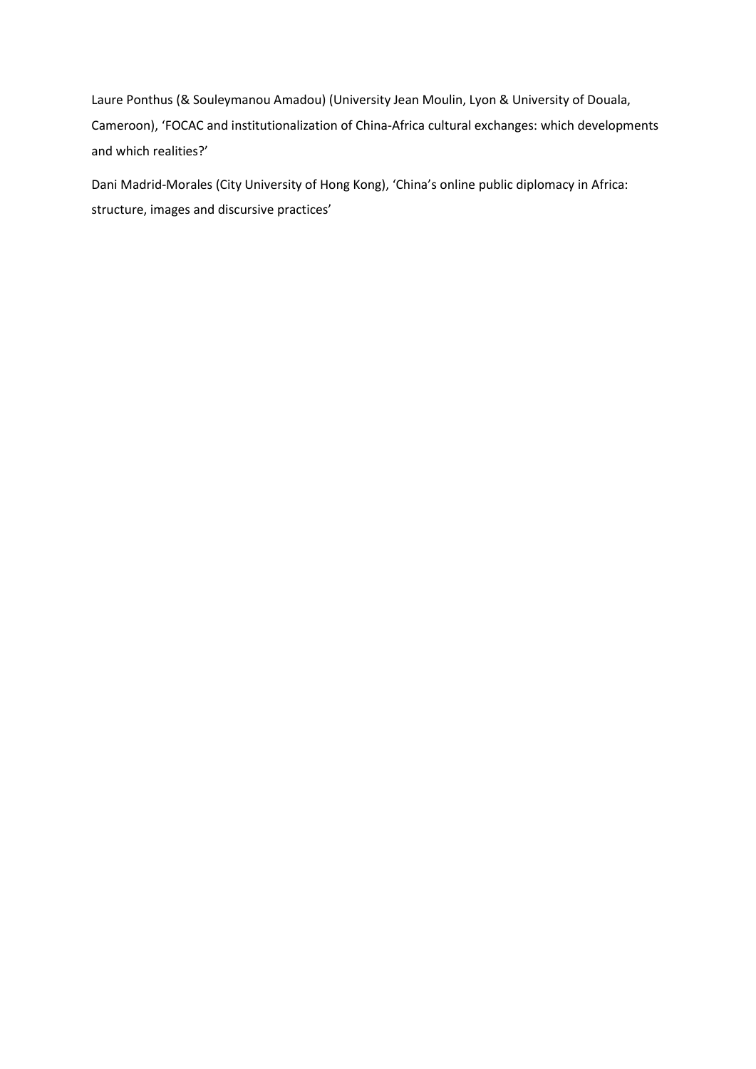Laure Ponthus (& Souleymanou Amadou) (University Jean Moulin, Lyon & University of Douala, Cameroon), 'FOCAC and institutionalization of China-Africa cultural exchanges: which developments and which realities?'

Dani Madrid-Morales (City University of Hong Kong), 'China's online public diplomacy in Africa: structure, images and discursive practices'